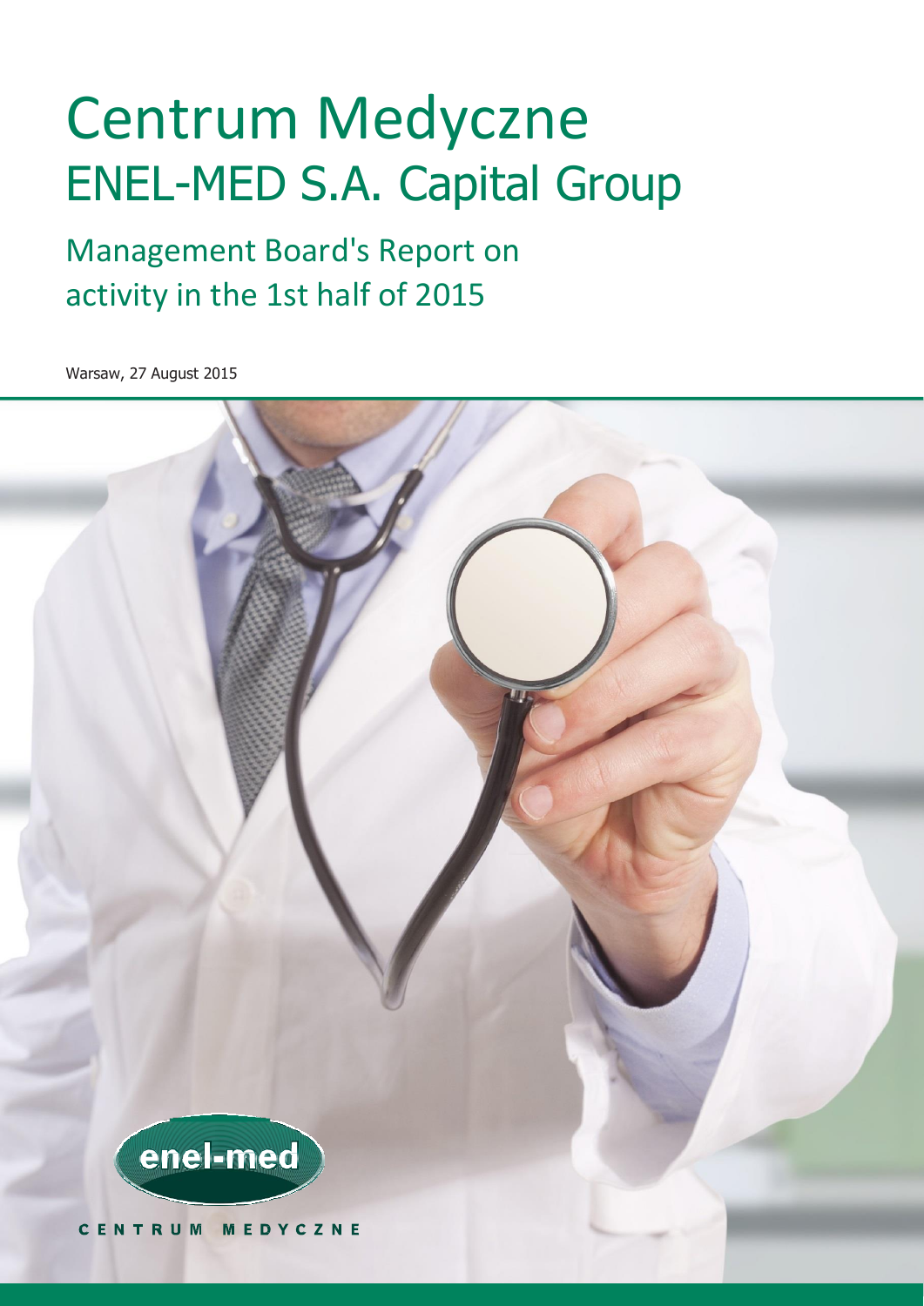# Centrum Medyczne
# ENEL-MED S.A. Capital Group

## Management Board's Report on activity in the 1st half of 2015

Warsaw, 27 August 2015

enel-med

CENTRUM MEDYCZNE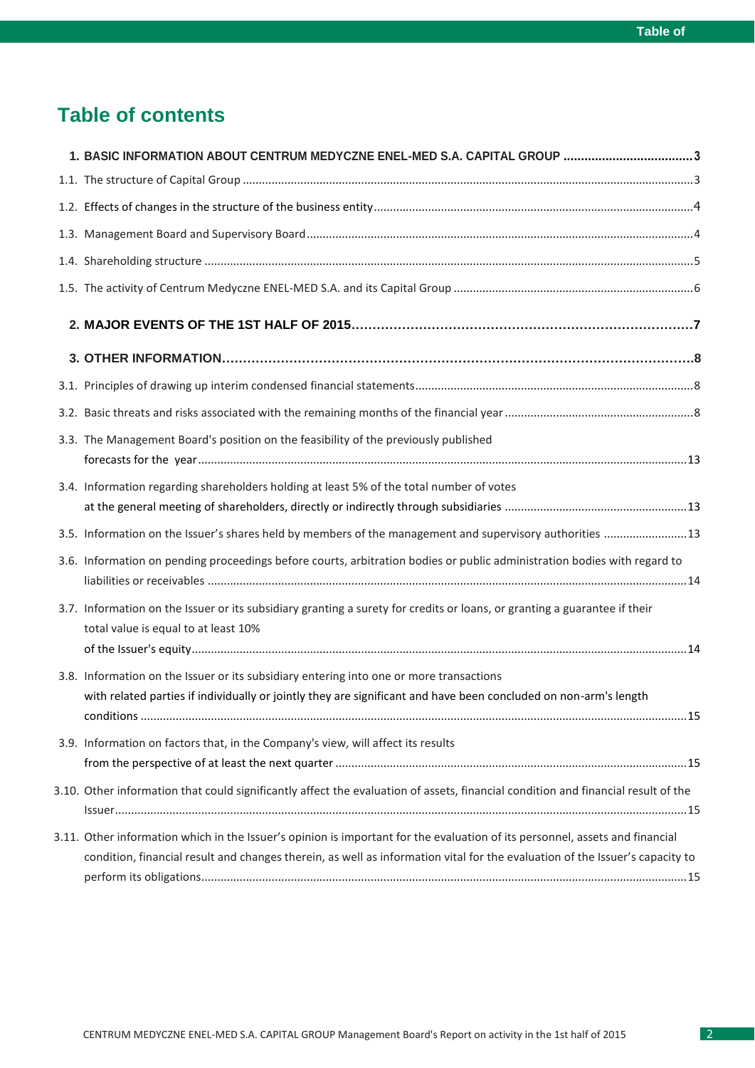# Table of contents

**1. BASIC INFORMATION ABOUT CENTRUM MEDYCZNE ENEL-MED S.A. CAPITAL GROUP .....................................3**

1.1. The structure of Capital Group .....................................................................3

1.2. Effects of changes in the structure of the business entity .....................................................................4

1.3. Management Board and Supervisory Board .....................................................................4

1.4. Shareholding structure .....................................................................5

1.5. The activity of Centrum Medyczne ENEL-MED S.A. and its Capital Group .....................................................................6

**2. MAJOR EVENTS OF THE 1ST HALF OF 2015.....................................................................7**

**3. OTHER INFORMATION.....................................................................8**

3.1. Principles of drawing up interim condensed financial statements .....................................................................8

3.2. Basic threats and risks associated with the remaining months of the financial year .....................................................................8

3.3. The Management Board's position on the feasibility of the previously published forecasts for the year .....................................................................13

3.4. Information regarding shareholders holding at least 5% of the total number of votes at the general meeting of shareholders, directly or indirectly through subsidiaries .....................................................................13

3.5. Information on the Issuer's shares held by members of the management and supervisory authorities .....................................................................13

3.6. Information on pending proceedings before courts, arbitration bodies or public administration bodies with regard to liabilities or receivables .....................................................................14

3.7. Information on the Issuer or its subsidiary granting a surety for credits or loans, or granting a guarantee if their total value is equal to at least 10% of the Issuer's equity .....................................................................14

3.8. Information on the Issuer or its subsidiary entering into one or more transactions with related parties if individually or jointly they are significant and have been concluded on non-arm's length conditions .....................................................................15

3.9. Information on factors that, in the Company's view, will affect its results from the perspective of at least the next quarter .....................................................................15

3.10. Other information that could significantly affect the evaluation of assets, financial condition and financial result of the Issuer .....................................................................15

3.11. Other information which in the Issuer's opinion is important for the evaluation of its personnel, assets and financial condition, financial result and changes therein, as well as information vital for the evaluation of the Issuer's capacity to perform its obligations .....................................................................15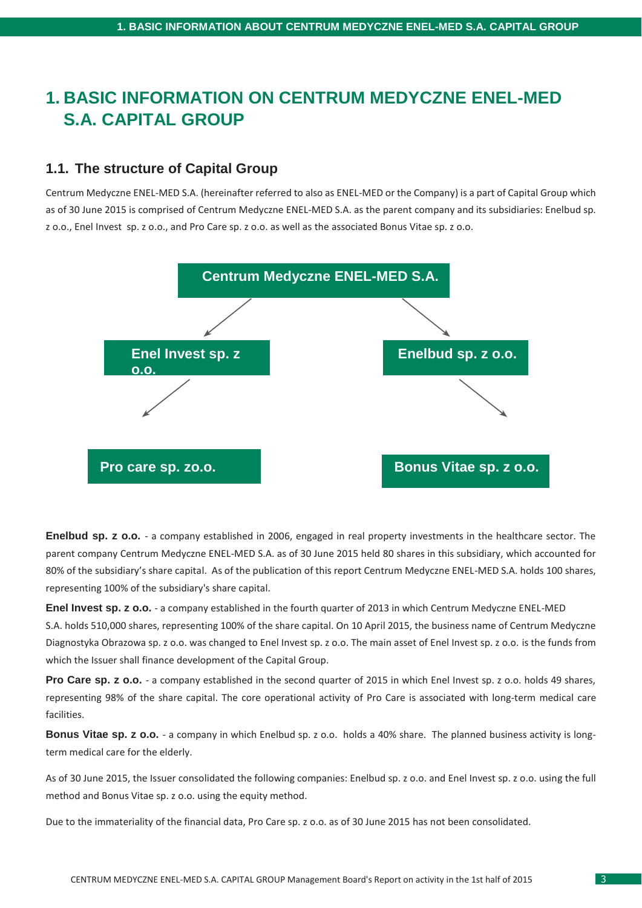# 1. BASIC INFORMATION ON CENTRUM MEDYCZNE ENEL-MED S.A. CAPITAL GROUP

## 1.1. The structure of Capital Group

Centrum Medyczne ENEL-MED S.A. (hereinafter referred to also as ENEL-MED or the Company) is a part of Capital Group which as of 30 June 2015 is comprised of Centrum Medyczne ENEL-MED S.A. as the parent company and its subsidiaries: Enelbud sp. z o.o., Enel Invest sp. z o.o., and Pro Care sp. z o.o. as well as the associated Bonus Vitae sp. z o.o.

Centrum Medyczne ENEL-MED S.A.

Enel Invest sp. z o.o.

Enelbud sp. z o.o.

Pro care sp. zo.o.

Bonus Vitae sp. z o.o.

**Enelbud sp. z o.o.** - a company established in 2006, engaged in real property investments in the healthcare sector. The parent company Centrum Medyczne ENEL-MED S.A. as of 30 June 2015 held 80 shares in this subsidiary, which accounted for 80% of the subsidiary's share capital. As of the publication of this report Centrum Medyczne ENEL-MED S.A. holds 100 shares, representing 100% of the subsidiary's share capital.

**Enel Invest sp. z o.o.** - a company established in the fourth quarter of 2013 in which Centrum Medyczne ENEL-MED S.A. holds 510,000 shares, representing 100% of the share capital. On 10 April 2015, the business name of Centrum Medyczne Diagnostyka Obrazowa sp. z o.o. was changed to Enel Invest sp. z o.o. The main asset of Enel Invest sp. z o.o. is the funds from which the Issuer shall finance development of the Capital Group.

**Pro Care sp. z o.o.** - a company established in the second quarter of 2015 in which Enel Invest sp. z o.o. holds 49 shares, representing 98% of the share capital. The core operational activity of Pro Care is associated with long-term medical care facilities.

**Bonus Vitae sp. z o.o.** - a company in which Enelbud sp. z o.o. holds a 40% share. The planned business activity is long-term medical care for the elderly.

As of 30 June 2015, the Issuer consolidated the following companies: Enelbud sp. z o.o. and Enel Invest sp. z o.o. using the full method and Bonus Vitae sp. z o.o. using the equity method.

Due to the immateriality of the financial data, Pro Care sp. z o.o. as of 30 June 2015 has not been consolidated.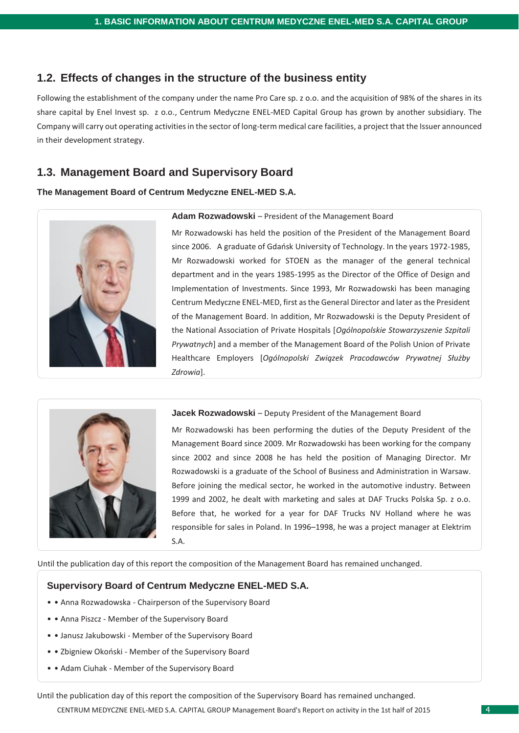## 1.2. Effects of changes in the structure of the business entity

Following the establishment of the company under the name Pro Care sp. z o.o. and the acquisition of 98% of the shares in its share capital by Enel Invest sp. z o.o., Centrum Medyczne ENEL-MED Capital Group has grown by another subsidiary. The Company will carry out operating activities in the sector of long-term medical care facilities, a project that the Issuer announced in their development strategy.

## 1.3. Management Board and Supervisory Board

**The Management Board of Centrum Medyczne ENEL-MED S.A.**

**Adam Rozwadowski** – President of the Management Board

Mr Rozwadowski has held the position of the President of the Management Board since 2006. A graduate of Gdańsk University of Technology. In the years 1972-1985, Mr Rozwadowski worked for STOEN as the manager of the general technical department and in the years 1985-1995 as the Director of the Office of Design and Implementation of Investments. Since 1993, Mr Rozwadowski has been managing Centrum Medyczne ENEL-MED, first as the General Director and later as the President of the Management Board. In addition, Mr Rozwadowski is the Deputy President of the National Association of Private Hospitals [*Ogólnopolskie Stowarzyszenie Szpitali Prywatnych*] and a member of the Management Board of the Polish Union of Private Healthcare Employers [*Ogólnopolski Związek Pracodawców Prywatnej Służby Zdrowia*].

**Jacek Rozwadowski** – Deputy President of the Management Board

Mr Rozwadowski has been performing the duties of the Deputy President of the Management Board since 2009. Mr Rozwadowski has been working for the company since 2002 and since 2008 he has held the position of Managing Director. Mr Rozwadowski is a graduate of the School of Business and Administration in Warsaw. Before joining the medical sector, he worked in the automotive industry. Between 1999 and 2002, he dealt with marketing and sales at DAF Trucks Polska Sp. z o.o. Before that, he worked for a year for DAF Trucks NV Holland where he was responsible for sales in Poland. In 1996–1998, he was a project manager at Elektrim S.A.

Until the publication day of this report the composition of the Management Board has remained unchanged.

### Supervisory Board of Centrum Medyczne ENEL-MED S.A.

- Anna Rozwadowska - Chairperson of the Supervisory Board
- Anna Piszcz - Member of the Supervisory Board
- Janusz Jakubowski - Member of the Supervisory Board
- Zbigniew Okoński - Member of the Supervisory Board
- Adam Ciuhak - Member of the Supervisory Board

Until the publication day of this report the composition of the Supervisory Board has remained unchanged.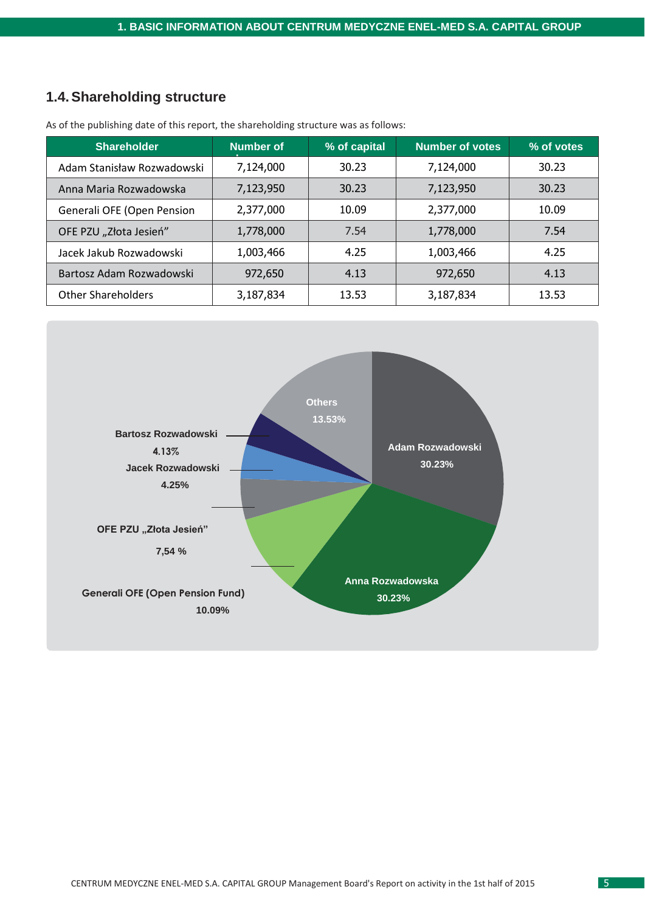## 1.4. Shareholding structure

As of the publishing date of this report, the shareholding structure was as follows:

| Shareholder | Number of | % of capital | Number of votes | % of votes |
|---|---|---|---|---|
| Adam Stanisław Rozwadowski | 7,124,000 | 30.23 | 7,124,000 | 30.23 |
| Anna Maria Rozwadowska | 7,123,950 | 30.23 | 7,123,950 | 30.23 |
| Generali OFE (Open Pension | 2,377,000 | 10.09 | 2,377,000 | 10.09 |
| OFE PZU „Złota Jesień" | 1,778,000 | 7.54 | 1,778,000 | 7.54 |
| Jacek Jakub Rozwadowski | 1,003,466 | 4.25 | 1,003,466 | 4.25 |
| Bartosz Adam Rozwadowski | 972,650 | 4.13 | 972,650 | 4.13 |
| Other Shareholders | 3,187,834 | 13.53 | 3,187,834 | 13.53 |

Adam Rozwadowski 30.23%
Anna Rozwadowska 30.23%
Generali OFE (Open Pension Fund) 10.09%
OFE PZU „Złota Jesień" 7,54 %
Jacek Rozwadowski 4.25%
Bartosz Rozwadowski 4.13%
Others 13.53%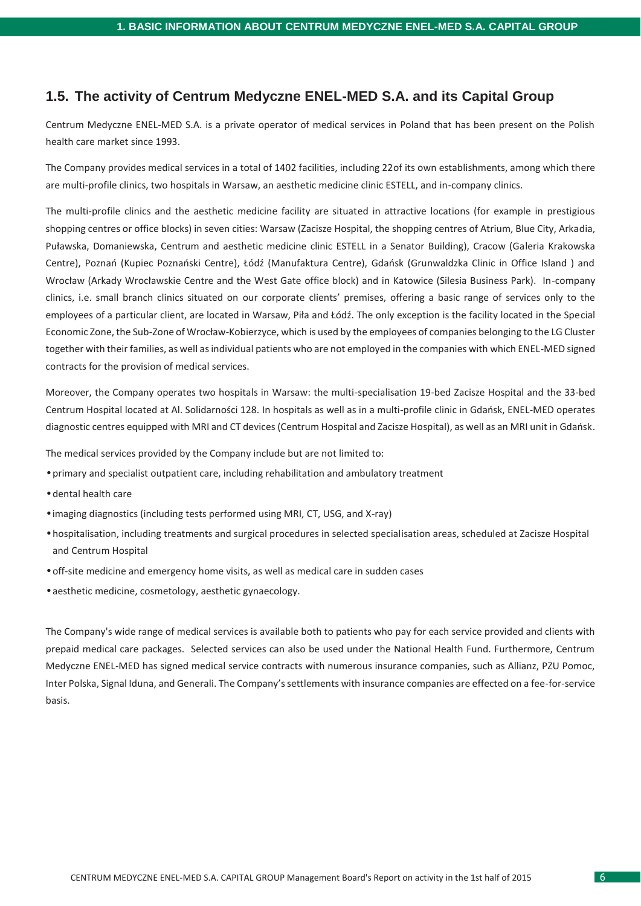## 1.5. The activity of Centrum Medyczne ENEL-MED S.A. and its Capital Group

Centrum Medyczne ENEL-MED S.A. is a private operator of medical services in Poland that has been present on the Polish health care market since 1993.

The Company provides medical services in a total of 1402 facilities, including 22of its own establishments, among which there are multi-profile clinics, two hospitals in Warsaw, an aesthetic medicine clinic ESTELL, and in-company clinics.

The multi-profile clinics and the aesthetic medicine facility are situated in attractive locations (for example in prestigious shopping centres or office blocks) in seven cities: Warsaw (Zacisze Hospital, the shopping centres of Atrium, Blue City, Arkadia, Puławska, Domaniewska, Centrum and aesthetic medicine clinic ESTELL in a Senator Building), Cracow (Galeria Krakowska Centre), Poznań (Kupiec Poznański Centre), Łódź (Manufaktura Centre), Gdańsk (Grunwaldzka Clinic in Office Island ) and Wrocław (Arkady Wrocławskie Centre and the West Gate office block) and in Katowice (Silesia Business Park). In-company clinics, i.e. small branch clinics situated on our corporate clients' premises, offering a basic range of services only to the employees of a particular client, are located in Warsaw, Piła and Łódź. The only exception is the facility located in the Special Economic Zone, the Sub-Zone of Wrocław-Kobierzyce, which is used by the employees of companies belonging to the LG Cluster together with their families, as well as individual patients who are not employed in the companies with which ENEL-MED signed contracts for the provision of medical services.

Moreover, the Company operates two hospitals in Warsaw: the multi-specialisation 19-bed Zacisze Hospital and the 33-bed Centrum Hospital located at Al. Solidarności 128. In hospitals as well as in a multi-profile clinic in Gdańsk, ENEL-MED operates diagnostic centres equipped with MRI and CT devices (Centrum Hospital and Zacisze Hospital), as well as an MRI unit in Gdańsk.

The medical services provided by the Company include but are not limited to:

- primary and specialist outpatient care, including rehabilitation and ambulatory treatment
- dental health care
- imaging diagnostics (including tests performed using MRI, CT, USG, and X-ray)
- hospitalisation, including treatments and surgical procedures in selected specialisation areas, scheduled at Zacisze Hospital and Centrum Hospital
- off-site medicine and emergency home visits, as well as medical care in sudden cases
- aesthetic medicine, cosmetology, aesthetic gynaecology.

The Company's wide range of medical services is available both to patients who pay for each service provided and clients with prepaid medical care packages. Selected services can also be used under the National Health Fund. Furthermore, Centrum Medyczne ENEL-MED has signed medical service contracts with numerous insurance companies, such as Allianz, PZU Pomoc, Inter Polska, Signal Iduna, and Generali. The Company's settlements with insurance companies are effected on a fee-for-service basis.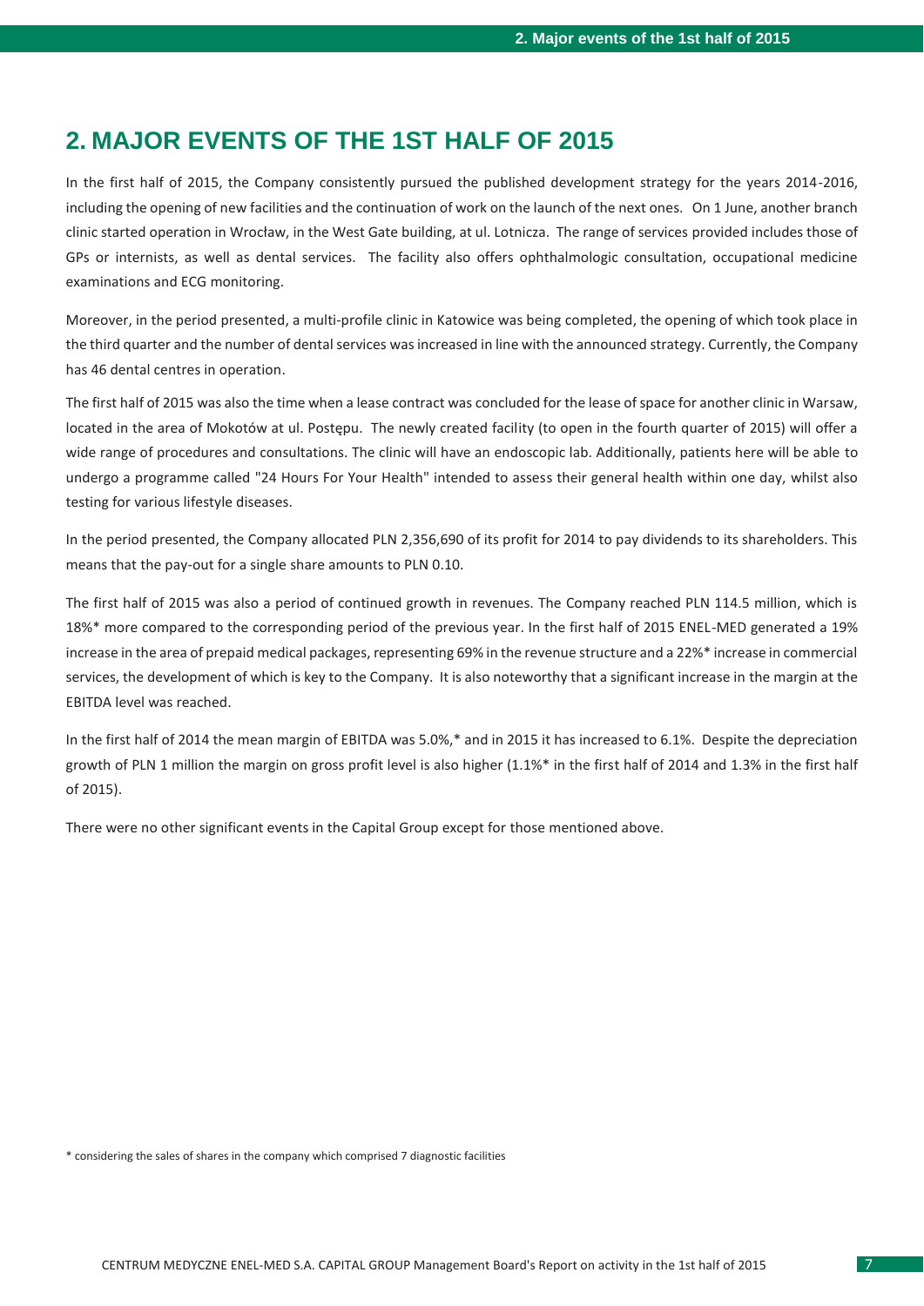# 2. MAJOR EVENTS OF THE 1ST HALF OF 2015

In the first half of 2015, the Company consistently pursued the published development strategy for the years 2014-2016, including the opening of new facilities and the continuation of work on the launch of the next ones. On 1 June, another branch clinic started operation in Wrocław, in the West Gate building, at ul. Lotnicza. The range of services provided includes those of GPs or internists, as well as dental services. The facility also offers ophthalmologic consultation, occupational medicine examinations and ECG monitoring.

Moreover, in the period presented, a multi-profile clinic in Katowice was being completed, the opening of which took place in the third quarter and the number of dental services was increased in line with the announced strategy. Currently, the Company has 46 dental centres in operation.

The first half of 2015 was also the time when a lease contract was concluded for the lease of space for another clinic in Warsaw, located in the area of Mokotów at ul. Postępu. The newly created facility (to open in the fourth quarter of 2015) will offer a wide range of procedures and consultations. The clinic will have an endoscopic lab. Additionally, patients here will be able to undergo a programme called "24 Hours For Your Health" intended to assess their general health within one day, whilst also testing for various lifestyle diseases.

In the period presented, the Company allocated PLN 2,356,690 of its profit for 2014 to pay dividends to its shareholders. This means that the pay-out for a single share amounts to PLN 0.10.

The first half of 2015 was also a period of continued growth in revenues. The Company reached PLN 114.5 million, which is 18%* more compared to the corresponding period of the previous year. In the first half of 2015 ENEL-MED generated a 19% increase in the area of prepaid medical packages, representing 69% in the revenue structure and a 22%* increase in commercial services, the development of which is key to the Company. It is also noteworthy that a significant increase in the margin at the EBITDA level was reached.

In the first half of 2014 the mean margin of EBITDA was 5.0%,* and in 2015 it has increased to 6.1%. Despite the depreciation growth of PLN 1 million the margin on gross profit level is also higher (1.1%* in the first half of 2014 and 1.3% in the first half of 2015).

There were no other significant events in the Capital Group except for those mentioned above.

\* considering the sales of shares in the company which comprised 7 diagnostic facilities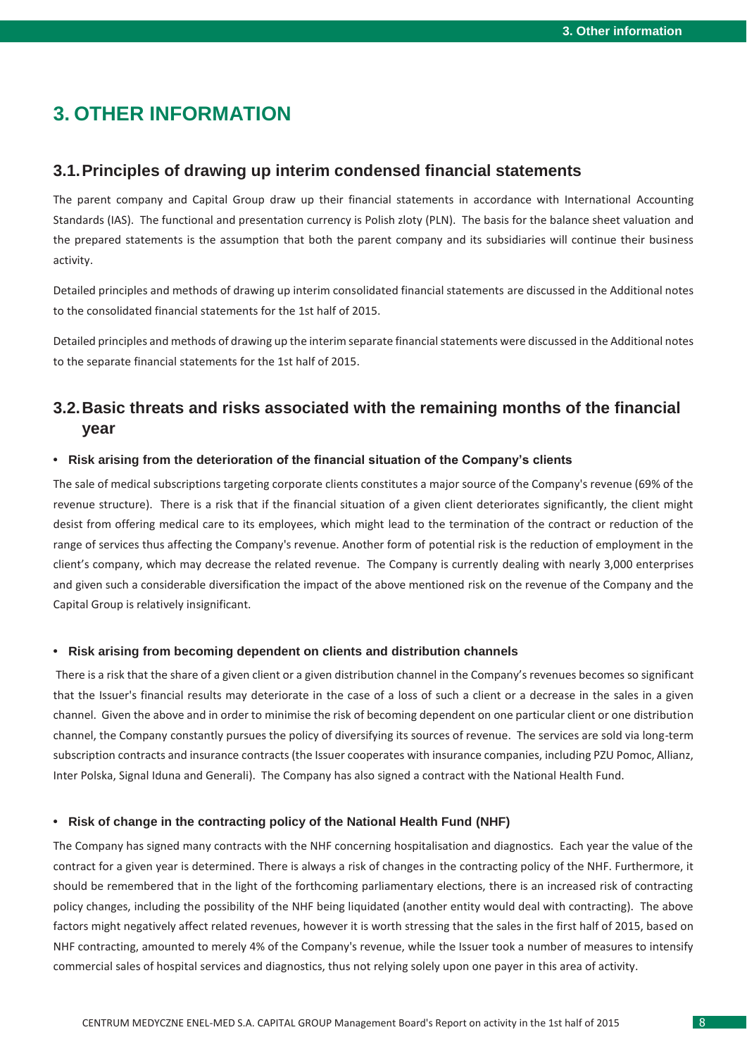# 3. OTHER INFORMATION

## 3.1. Principles of drawing up interim condensed financial statements

The parent company and Capital Group draw up their financial statements in accordance with International Accounting Standards (IAS). The functional and presentation currency is Polish zloty (PLN). The basis for the balance sheet valuation and the prepared statements is the assumption that both the parent company and its subsidiaries will continue their business activity.

Detailed principles and methods of drawing up interim consolidated financial statements are discussed in the Additional notes to the consolidated financial statements for the 1st half of 2015.

Detailed principles and methods of drawing up the interim separate financial statements were discussed in the Additional notes to the separate financial statements for the 1st half of 2015.

## 3.2. Basic threats and risks associated with the remaining months of the financial year

- **Risk arising from the deterioration of the financial situation of the Company's clients**

The sale of medical subscriptions targeting corporate clients constitutes a major source of the Company's revenue (69% of the revenue structure). There is a risk that if the financial situation of a given client deteriorates significantly, the client might desist from offering medical care to its employees, which might lead to the termination of the contract or reduction of the range of services thus affecting the Company's revenue. Another form of potential risk is the reduction of employment in the client's company, which may decrease the related revenue. The Company is currently dealing with nearly 3,000 enterprises and given such a considerable diversification the impact of the above mentioned risk on the revenue of the Company and the Capital Group is relatively insignificant.

- **Risk arising from becoming dependent on clients and distribution channels**

There is a risk that the share of a given client or a given distribution channel in the Company's revenues becomes so significant that the Issuer's financial results may deteriorate in the case of a loss of such a client or a decrease in the sales in a given channel. Given the above and in order to minimise the risk of becoming dependent on one particular client or one distribution channel, the Company constantly pursues the policy of diversifying its sources of revenue. The services are sold via long-term subscription contracts and insurance contracts (the Issuer cooperates with insurance companies, including PZU Pomoc, Allianz, Inter Polska, Signal Iduna and Generali). The Company has also signed a contract with the National Health Fund.

- **Risk of change in the contracting policy of the National Health Fund (NHF)**

The Company has signed many contracts with the NHF concerning hospitalisation and diagnostics. Each year the value of the contract for a given year is determined. There is always a risk of changes in the contracting policy of the NHF. Furthermore, it should be remembered that in the light of the forthcoming parliamentary elections, there is an increased risk of contracting policy changes, including the possibility of the NHF being liquidated (another entity would deal with contracting). The above factors might negatively affect related revenues, however it is worth stressing that the sales in the first half of 2015, based on NHF contracting, amounted to merely 4% of the Company's revenue, while the Issuer took a number of measures to intensify commercial sales of hospital services and diagnostics, thus not relying solely upon one payer in this area of activity.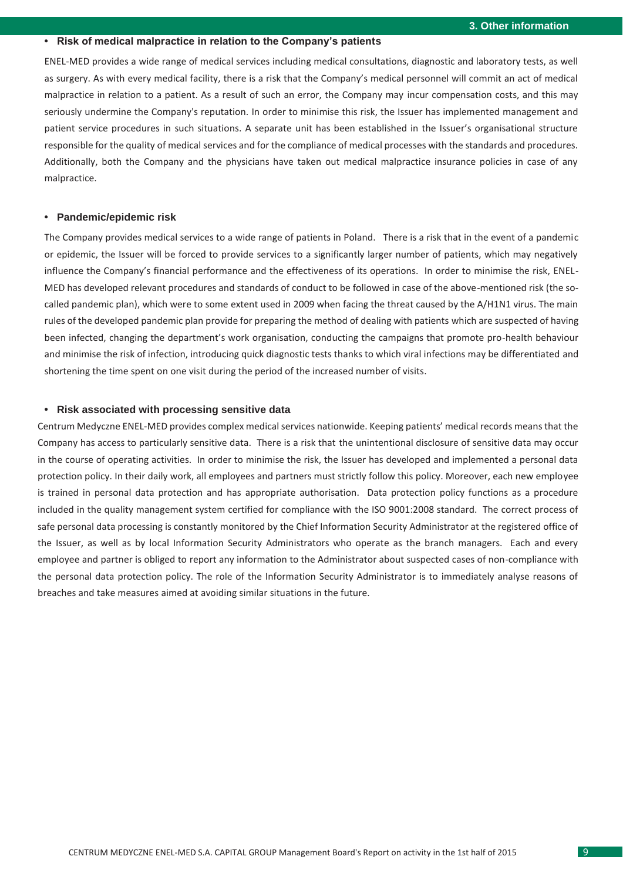- **Risk of medical malpractice in relation to the Company's patients**

ENEL-MED provides a wide range of medical services including medical consultations, diagnostic and laboratory tests, as well as surgery. As with every medical facility, there is a risk that the Company's medical personnel will commit an act of medical malpractice in relation to a patient. As a result of such an error, the Company may incur compensation costs, and this may seriously undermine the Company's reputation. In order to minimise this risk, the Issuer has implemented management and patient service procedures in such situations. A separate unit has been established in the Issuer's organisational structure responsible for the quality of medical services and for the compliance of medical processes with the standards and procedures. Additionally, both the Company and the physicians have taken out medical malpractice insurance policies in case of any malpractice.

- **Pandemic/epidemic risk**

The Company provides medical services to a wide range of patients in Poland. There is a risk that in the event of a pandemic or epidemic, the Issuer will be forced to provide services to a significantly larger number of patients, which may negatively influence the Company's financial performance and the effectiveness of its operations. In order to minimise the risk, ENEL-MED has developed relevant procedures and standards of conduct to be followed in case of the above-mentioned risk (the so-called pandemic plan), which were to some extent used in 2009 when facing the threat caused by the A/H1N1 virus. The main rules of the developed pandemic plan provide for preparing the method of dealing with patients which are suspected of having been infected, changing the department's work organisation, conducting the campaigns that promote pro-health behaviour and minimise the risk of infection, introducing quick diagnostic tests thanks to which viral infections may be differentiated and shortening the time spent on one visit during the period of the increased number of visits.

- **Risk associated with processing sensitive data**

Centrum Medyczne ENEL-MED provides complex medical services nationwide. Keeping patients' medical records means that the Company has access to particularly sensitive data. There is a risk that the unintentional disclosure of sensitive data may occur in the course of operating activities. In order to minimise the risk, the Issuer has developed and implemented a personal data protection policy. In their daily work, all employees and partners must strictly follow this policy. Moreover, each new employee is trained in personal data protection and has appropriate authorisation. Data protection policy functions as a procedure included in the quality management system certified for compliance with the ISO 9001:2008 standard. The correct process of safe personal data processing is constantly monitored by the Chief Information Security Administrator at the registered office of the Issuer, as well as by local Information Security Administrators who operate as the branch managers. Each and every employee and partner is obliged to report any information to the Administrator about suspected cases of non-compliance with the personal data protection policy. The role of the Information Security Administrator is to immediately analyse reasons of breaches and take measures aimed at avoiding similar situations in the future.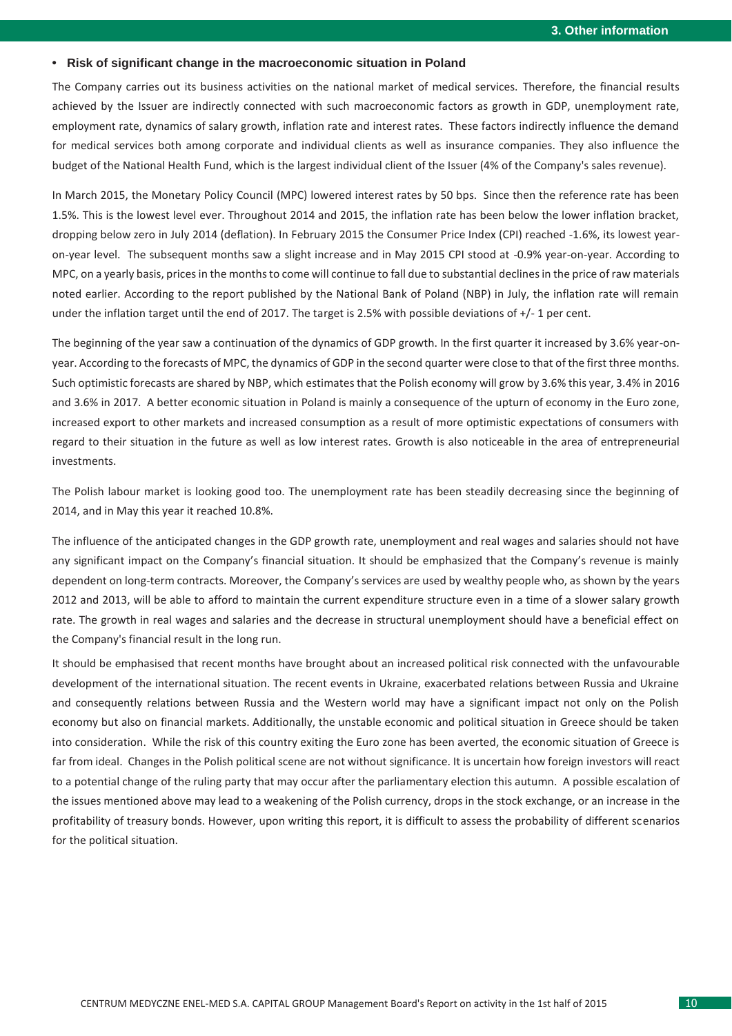- **Risk of significant change in the macroeconomic situation in Poland**

The Company carries out its business activities on the national market of medical services. Therefore, the financial results achieved by the Issuer are indirectly connected with such macroeconomic factors as growth in GDP, unemployment rate, employment rate, dynamics of salary growth, inflation rate and interest rates. These factors indirectly influence the demand for medical services both among corporate and individual clients as well as insurance companies. They also influence the budget of the National Health Fund, which is the largest individual client of the Issuer (4% of the Company's sales revenue).

In March 2015, the Monetary Policy Council (MPC) lowered interest rates by 50 bps. Since then the reference rate has been 1.5%. This is the lowest level ever. Throughout 2014 and 2015, the inflation rate has been below the lower inflation bracket, dropping below zero in July 2014 (deflation). In February 2015 the Consumer Price Index (CPI) reached -1.6%, its lowest year-on-year level. The subsequent months saw a slight increase and in May 2015 CPI stood at -0.9% year-on-year. According to MPC, on a yearly basis, prices in the months to come will continue to fall due to substantial declines in the price of raw materials noted earlier. According to the report published by the National Bank of Poland (NBP) in July, the inflation rate will remain under the inflation target until the end of 2017. The target is 2.5% with possible deviations of +/- 1 per cent.

The beginning of the year saw a continuation of the dynamics of GDP growth. In the first quarter it increased by 3.6% year-on-year. According to the forecasts of MPC, the dynamics of GDP in the second quarter were close to that of the first three months. Such optimistic forecasts are shared by NBP, which estimates that the Polish economy will grow by 3.6% this year, 3.4% in 2016 and 3.6% in 2017. A better economic situation in Poland is mainly a consequence of the upturn of economy in the Euro zone, increased export to other markets and increased consumption as a result of more optimistic expectations of consumers with regard to their situation in the future as well as low interest rates. Growth is also noticeable in the area of entrepreneurial investments.

The Polish labour market is looking good too. The unemployment rate has been steadily decreasing since the beginning of 2014, and in May this year it reached 10.8%.

The influence of the anticipated changes in the GDP growth rate, unemployment and real wages and salaries should not have any significant impact on the Company's financial situation. It should be emphasized that the Company's revenue is mainly dependent on long-term contracts. Moreover, the Company's services are used by wealthy people who, as shown by the years 2012 and 2013, will be able to afford to maintain the current expenditure structure even in a time of a slower salary growth rate. The growth in real wages and salaries and the decrease in structural unemployment should have a beneficial effect on the Company's financial result in the long run.

It should be emphasised that recent months have brought about an increased political risk connected with the unfavourable development of the international situation. The recent events in Ukraine, exacerbated relations between Russia and Ukraine and consequently relations between Russia and the Western world may have a significant impact not only on the Polish economy but also on financial markets. Additionally, the unstable economic and political situation in Greece should be taken into consideration. While the risk of this country exiting the Euro zone has been averted, the economic situation of Greece is far from ideal. Changes in the Polish political scene are not without significance. It is uncertain how foreign investors will react to a potential change of the ruling party that may occur after the parliamentary election this autumn. A possible escalation of the issues mentioned above may lead to a weakening of the Polish currency, drops in the stock exchange, or an increase in the profitability of treasury bonds. However, upon writing this report, it is difficult to assess the probability of different scenarios for the political situation.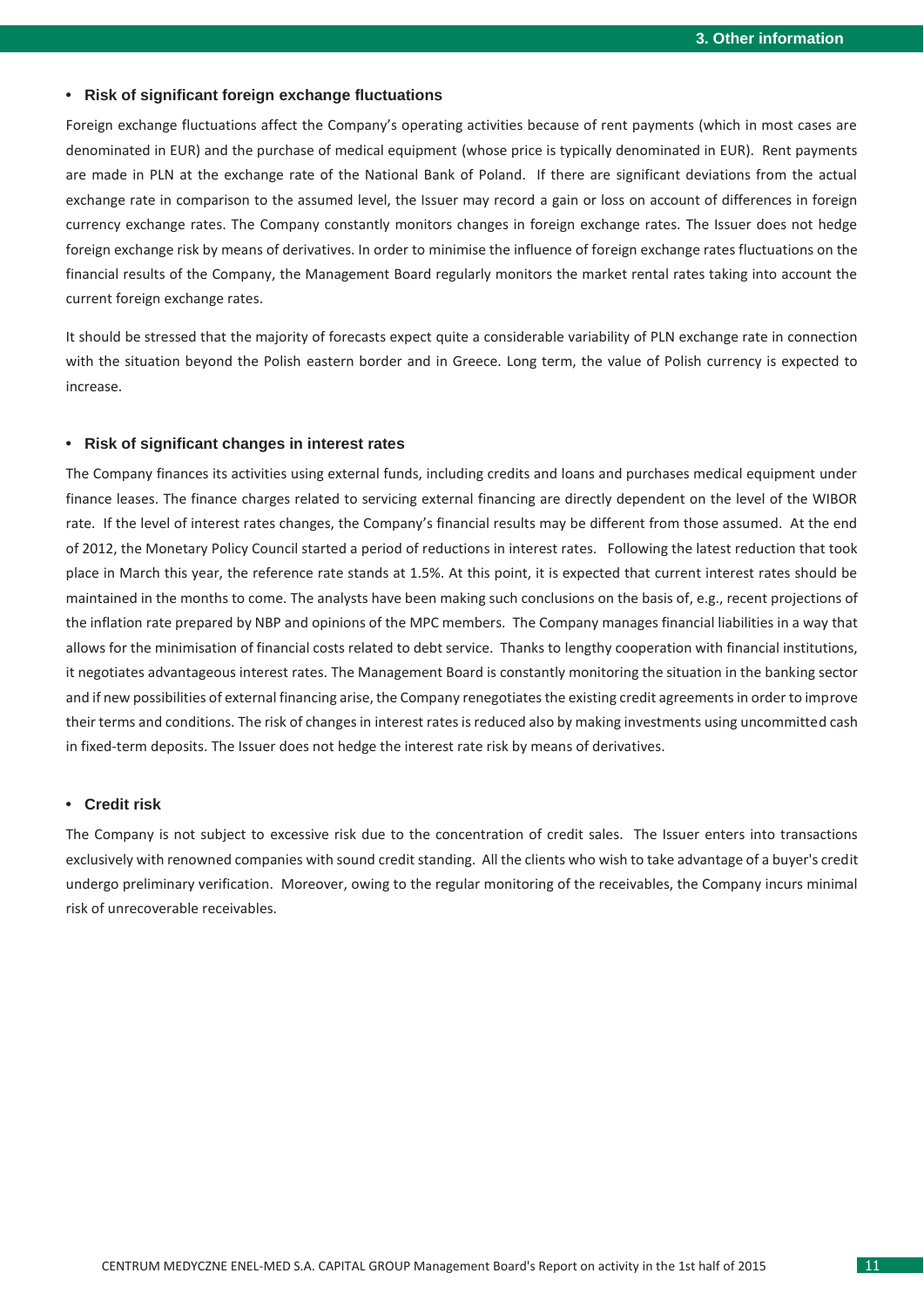- **Risk of significant foreign exchange fluctuations**

Foreign exchange fluctuations affect the Company's operating activities because of rent payments (which in most cases are denominated in EUR) and the purchase of medical equipment (whose price is typically denominated in EUR). Rent payments are made in PLN at the exchange rate of the National Bank of Poland. If there are significant deviations from the actual exchange rate in comparison to the assumed level, the Issuer may record a gain or loss on account of differences in foreign currency exchange rates. The Company constantly monitors changes in foreign exchange rates. The Issuer does not hedge foreign exchange risk by means of derivatives. In order to minimise the influence of foreign exchange rates fluctuations on the financial results of the Company, the Management Board regularly monitors the market rental rates taking into account the current foreign exchange rates.

It should be stressed that the majority of forecasts expect quite a considerable variability of PLN exchange rate in connection with the situation beyond the Polish eastern border and in Greece. Long term, the value of Polish currency is expected to increase.

- **Risk of significant changes in interest rates**

The Company finances its activities using external funds, including credits and loans and purchases medical equipment under finance leases. The finance charges related to servicing external financing are directly dependent on the level of the WIBOR rate. If the level of interest rates changes, the Company's financial results may be different from those assumed. At the end of 2012, the Monetary Policy Council started a period of reductions in interest rates. Following the latest reduction that took place in March this year, the reference rate stands at 1.5%. At this point, it is expected that current interest rates should be maintained in the months to come. The analysts have been making such conclusions on the basis of, e.g., recent projections of the inflation rate prepared by NBP and opinions of the MPC members. The Company manages financial liabilities in a way that allows for the minimisation of financial costs related to debt service. Thanks to lengthy cooperation with financial institutions, it negotiates advantageous interest rates. The Management Board is constantly monitoring the situation in the banking sector and if new possibilities of external financing arise, the Company renegotiates the existing credit agreements in order to improve their terms and conditions. The risk of changes in interest rates is reduced also by making investments using uncommitted cash in fixed-term deposits. The Issuer does not hedge the interest rate risk by means of derivatives.

- **Credit risk**

The Company is not subject to excessive risk due to the concentration of credit sales. The Issuer enters into transactions exclusively with renowned companies with sound credit standing. All the clients who wish to take advantage of a buyer's credit undergo preliminary verification. Moreover, owing to the regular monitoring of the receivables, the Company incurs minimal risk of unrecoverable receivables.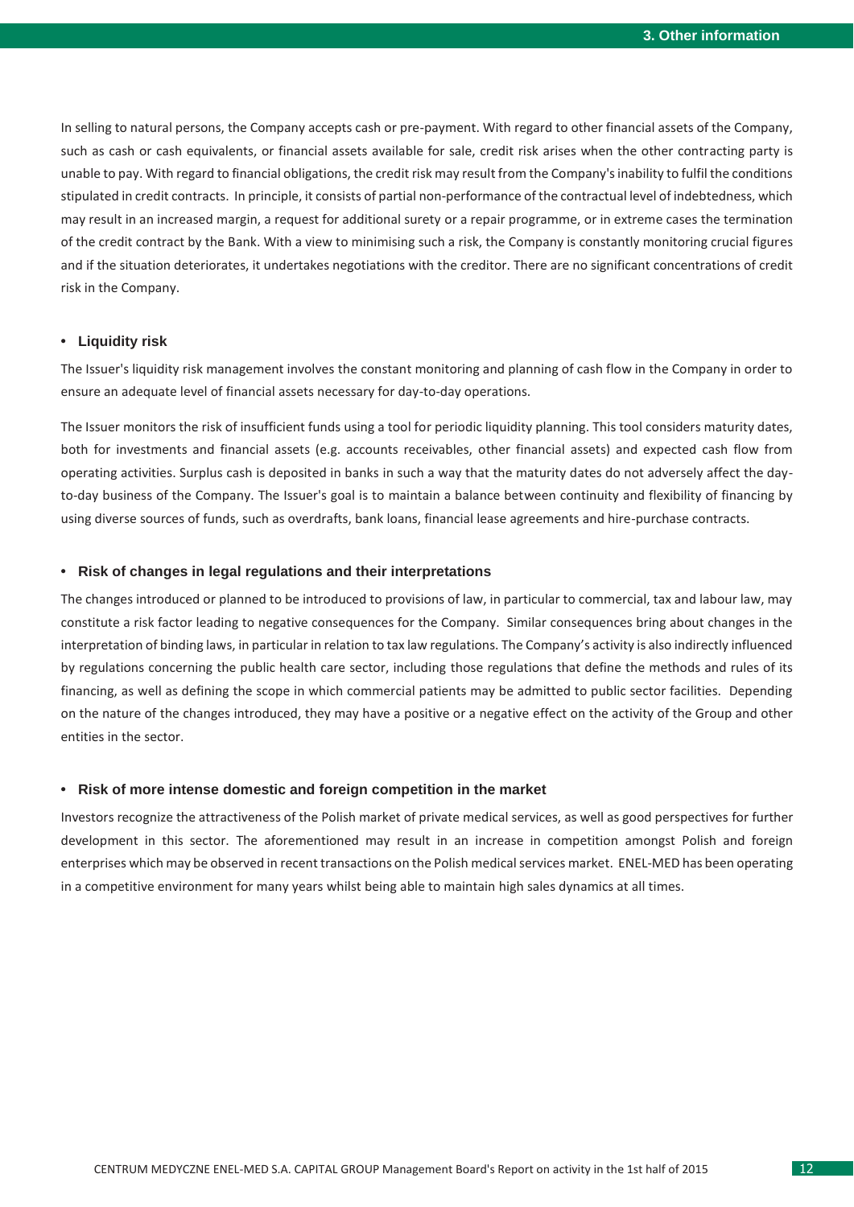In selling to natural persons, the Company accepts cash or pre-payment. With regard to other financial assets of the Company, such as cash or cash equivalents, or financial assets available for sale, credit risk arises when the other contracting party is unable to pay. With regard to financial obligations, the credit risk may result from the Company's inability to fulfil the conditions stipulated in credit contracts. In principle, it consists of partial non-performance of the contractual level of indebtedness, which may result in an increased margin, a request for additional surety or a repair programme, or in extreme cases the termination of the credit contract by the Bank. With a view to minimising such a risk, the Company is constantly monitoring crucial figures and if the situation deteriorates, it undertakes negotiations with the creditor. There are no significant concentrations of credit risk in the Company.

- **Liquidity risk**

The Issuer's liquidity risk management involves the constant monitoring and planning of cash flow in the Company in order to ensure an adequate level of financial assets necessary for day-to-day operations.

The Issuer monitors the risk of insufficient funds using a tool for periodic liquidity planning. This tool considers maturity dates, both for investments and financial assets (e.g. accounts receivables, other financial assets) and expected cash flow from operating activities. Surplus cash is deposited in banks in such a way that the maturity dates do not adversely affect the day-to-day business of the Company. The Issuer's goal is to maintain a balance between continuity and flexibility of financing by using diverse sources of funds, such as overdrafts, bank loans, financial lease agreements and hire-purchase contracts.

- **Risk of changes in legal regulations and their interpretations**

The changes introduced or planned to be introduced to provisions of law, in particular to commercial, tax and labour law, may constitute a risk factor leading to negative consequences for the Company. Similar consequences bring about changes in the interpretation of binding laws, in particular in relation to tax law regulations. The Company's activity is also indirectly influenced by regulations concerning the public health care sector, including those regulations that define the methods and rules of its financing, as well as defining the scope in which commercial patients may be admitted to public sector facilities. Depending on the nature of the changes introduced, they may have a positive or a negative effect on the activity of the Group and other entities in the sector.

- **Risk of more intense domestic and foreign competition in the market**

Investors recognize the attractiveness of the Polish market of private medical services, as well as good perspectives for further development in this sector. The aforementioned may result in an increase in competition amongst Polish and foreign enterprises which may be observed in recent transactions on the Polish medical services market. ENEL-MED has been operating in a competitive environment for many years whilst being able to maintain high sales dynamics at all times.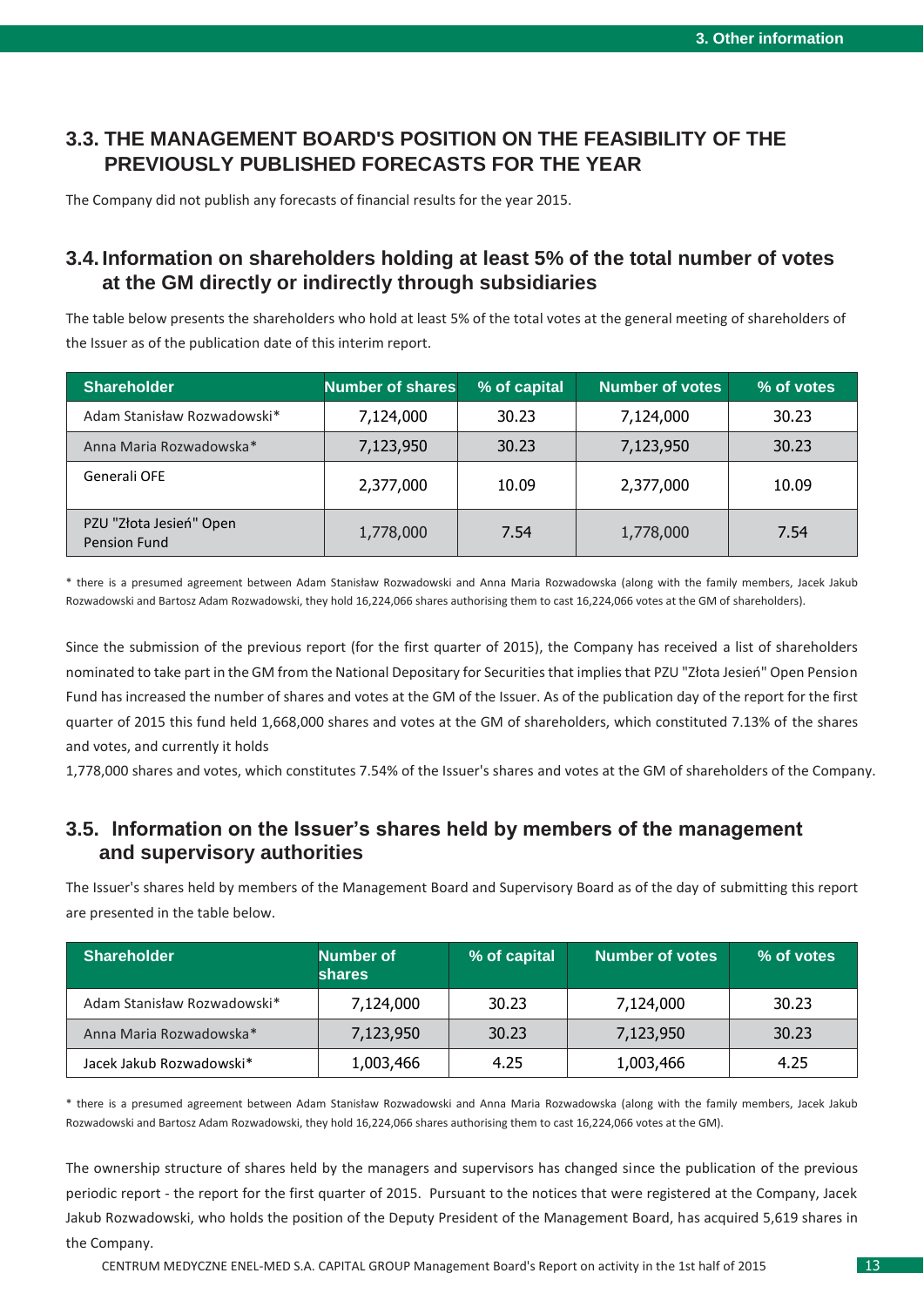## 3.3. THE MANAGEMENT BOARD'S POSITION ON THE FEASIBILITY OF THE PREVIOUSLY PUBLISHED FORECASTS FOR THE YEAR

The Company did not publish any forecasts of financial results for the year 2015.

## 3.4. Information on shareholders holding at least 5% of the total number of votes at the GM directly or indirectly through subsidiaries

The table below presents the shareholders who hold at least 5% of the total votes at the general meeting of shareholders of the Issuer as of the publication date of this interim report.

| Shareholder | Number of shares | % of capital | Number of votes | % of votes |
|---|---|---|---|---|
| Adam Stanisław Rozwadowski* | 7,124,000 | 30.23 | 7,124,000 | 30.23 |
| Anna Maria Rozwadowska* | 7,123,950 | 30.23 | 7,123,950 | 30.23 |
| Generali OFE | 2,377,000 | 10.09 | 2,377,000 | 10.09 |
| PZU "Złota Jesień" Open Pension Fund | 1,778,000 | 7.54 | 1,778,000 | 7.54 |

* there is a presumed agreement between Adam Stanisław Rozwadowski and Anna Maria Rozwadowska (along with the family members, Jacek Jakub Rozwadowski and Bartosz Adam Rozwadowski, they hold 16,224,066 shares authorising them to cast 16,224,066 votes at the GM of shareholders).

Since the submission of the previous report (for the first quarter of 2015), the Company has received a list of shareholders nominated to take part in the GM from the National Depositary for Securities that implies that PZU "Złota Jesień" Open Pension Fund has increased the number of shares and votes at the GM of the Issuer. As of the publication day of the report for the first quarter of 2015 this fund held 1,668,000 shares and votes at the GM of shareholders, which constituted 7.13% of the shares and votes, and currently it holds

1,778,000 shares and votes, which constitutes 7.54% of the Issuer's shares and votes at the GM of shareholders of the Company.

## 3.5. Information on the Issuer's shares held by members of the management and supervisory authorities

The Issuer's shares held by members of the Management Board and Supervisory Board as of the day of submitting this report are presented in the table below.

| Shareholder | Number of shares | % of capital | Number of votes | % of votes |
|---|---|---|---|---|
| Adam Stanisław Rozwadowski* | 7,124,000 | 30.23 | 7,124,000 | 30.23 |
| Anna Maria Rozwadowska* | 7,123,950 | 30.23 | 7,123,950 | 30.23 |
| Jacek Jakub Rozwadowski* | 1,003,466 | 4.25 | 1,003,466 | 4.25 |

* there is a presumed agreement between Adam Stanisław Rozwadowski and Anna Maria Rozwadowska (along with the family members, Jacek Jakub Rozwadowski and Bartosz Adam Rozwadowski, they hold 16,224,066 shares authorising them to cast 16,224,066 votes at the GM).

The ownership structure of shares held by the managers and supervisors has changed since the publication of the previous periodic report - the report for the first quarter of 2015. Pursuant to the notices that were registered at the Company, Jacek Jakub Rozwadowski, who holds the position of the Deputy President of the Management Board, has acquired 5,619 shares in the Company.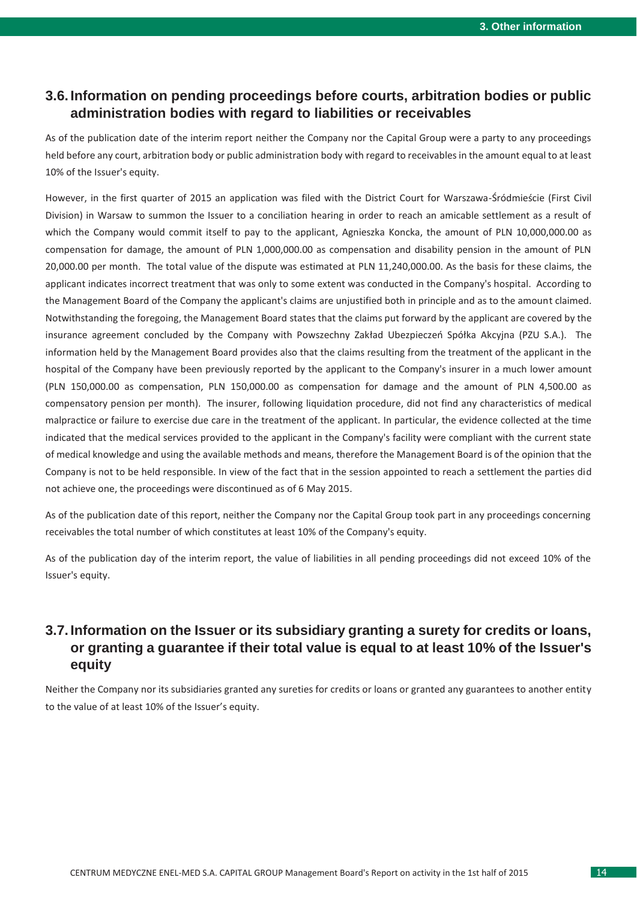## 3.6. Information on pending proceedings before courts, arbitration bodies or public administration bodies with regard to liabilities or receivables

As of the publication date of the interim report neither the Company nor the Capital Group were a party to any proceedings held before any court, arbitration body or public administration body with regard to receivables in the amount equal to at least 10% of the Issuer's equity.

However, in the first quarter of 2015 an application was filed with the District Court for Warszawa-Śródmieście (First Civil Division) in Warsaw to summon the Issuer to a conciliation hearing in order to reach an amicable settlement as a result of which the Company would commit itself to pay to the applicant, Agnieszka Koncka, the amount of PLN 10,000,000.00 as compensation for damage, the amount of PLN 1,000,000.00 as compensation and disability pension in the amount of PLN 20,000.00 per month. The total value of the dispute was estimated at PLN 11,240,000.00. As the basis for these claims, the applicant indicates incorrect treatment that was only to some extent was conducted in the Company's hospital. According to the Management Board of the Company the applicant's claims are unjustified both in principle and as to the amount claimed. Notwithstanding the foregoing, the Management Board states that the claims put forward by the applicant are covered by the insurance agreement concluded by the Company with Powszechny Zakład Ubezpieczeń Spółka Akcyjna (PZU S.A.). The information held by the Management Board provides also that the claims resulting from the treatment of the applicant in the hospital of the Company have been previously reported by the applicant to the Company's insurer in a much lower amount (PLN 150,000.00 as compensation, PLN 150,000.00 as compensation for damage and the amount of PLN 4,500.00 as compensatory pension per month). The insurer, following liquidation procedure, did not find any characteristics of medical malpractice or failure to exercise due care in the treatment of the applicant. In particular, the evidence collected at the time indicated that the medical services provided to the applicant in the Company's facility were compliant with the current state of medical knowledge and using the available methods and means, therefore the Management Board is of the opinion that the Company is not to be held responsible. In view of the fact that in the session appointed to reach a settlement the parties did not achieve one, the proceedings were discontinued as of 6 May 2015.

As of the publication date of this report, neither the Company nor the Capital Group took part in any proceedings concerning receivables the total number of which constitutes at least 10% of the Company's equity.

As of the publication day of the interim report, the value of liabilities in all pending proceedings did not exceed 10% of the Issuer's equity.

## 3.7. Information on the Issuer or its subsidiary granting a surety for credits or loans, or granting a guarantee if their total value is equal to at least 10% of the Issuer's equity

Neither the Company nor its subsidiaries granted any sureties for credits or loans or granted any guarantees to another entity to the value of at least 10% of the Issuer's equity.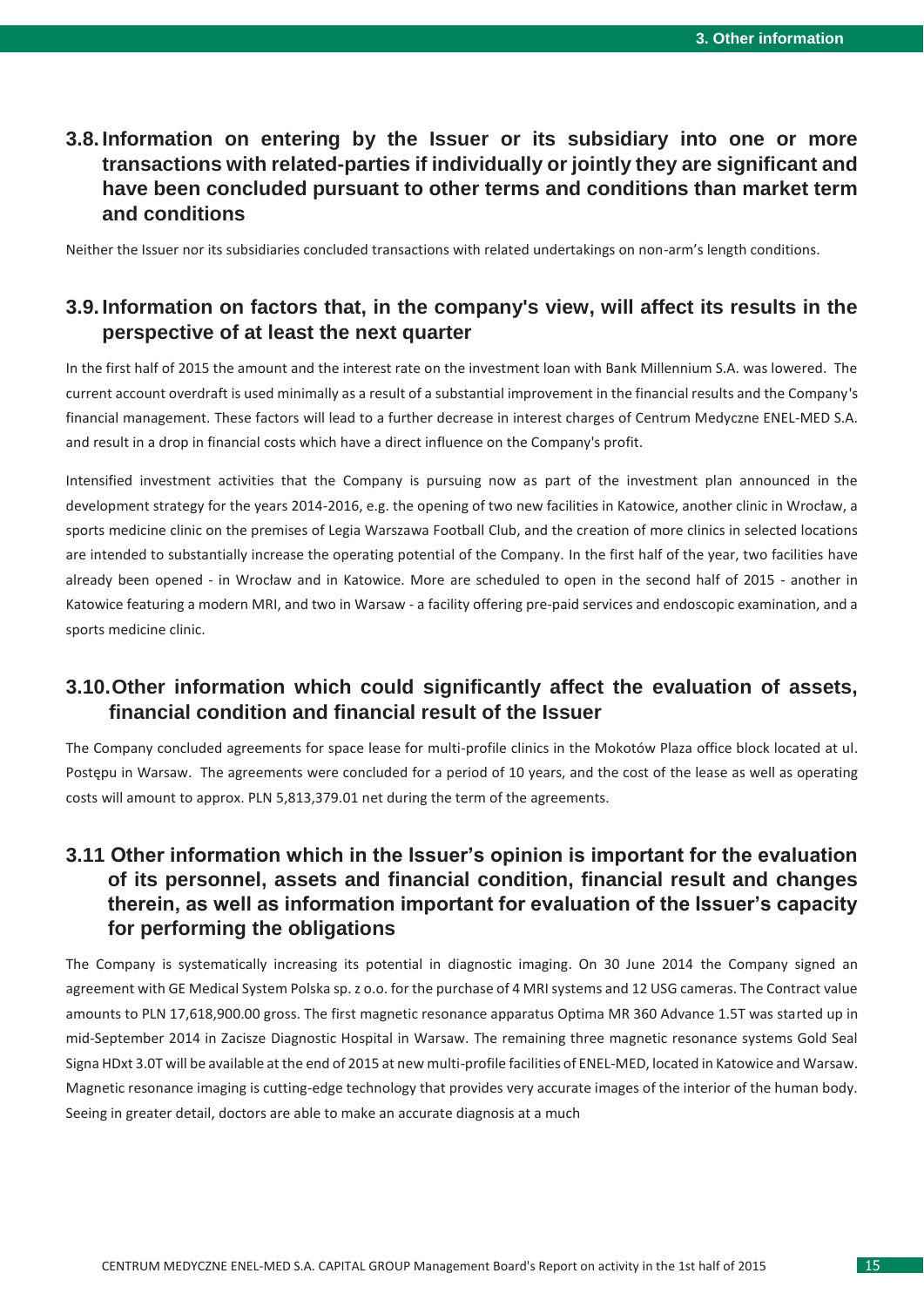## 3.8. Information on entering by the Issuer or its subsidiary into one or more transactions with related-parties if individually or jointly they are significant and have been concluded pursuant to other terms and conditions than market term and conditions

Neither the Issuer nor its subsidiaries concluded transactions with related undertakings on non-arm's length conditions.

## 3.9. Information on factors that, in the company's view, will affect its results in the perspective of at least the next quarter

In the first half of 2015 the amount and the interest rate on the investment loan with Bank Millennium S.A. was lowered. The current account overdraft is used minimally as a result of a substantial improvement in the financial results and the Company's financial management. These factors will lead to a further decrease in interest charges of Centrum Medyczne ENEL-MED S.A. and result in a drop in financial costs which have a direct influence on the Company's profit.

Intensified investment activities that the Company is pursuing now as part of the investment plan announced in the development strategy for the years 2014-2016, e.g. the opening of two new facilities in Katowice, another clinic in Wrocław, a sports medicine clinic on the premises of Legia Warszawa Football Club, and the creation of more clinics in selected locations are intended to substantially increase the operating potential of the Company. In the first half of the year, two facilities have already been opened - in Wrocław and in Katowice. More are scheduled to open in the second half of 2015 - another in Katowice featuring a modern MRI, and two in Warsaw - a facility offering pre-paid services and endoscopic examination, and a sports medicine clinic.

## 3.10. Other information which could significantly affect the evaluation of assets, financial condition and financial result of the Issuer

The Company concluded agreements for space lease for multi-profile clinics in the Mokotów Plaza office block located at ul. Postępu in Warsaw. The agreements were concluded for a period of 10 years, and the cost of the lease as well as operating costs will amount to approx. PLN 5,813,379.01 net during the term of the agreements.

## 3.11 Other information which in the Issuer's opinion is important for the evaluation of its personnel, assets and financial condition, financial result and changes therein, as well as information important for evaluation of the Issuer's capacity for performing the obligations

The Company is systematically increasing its potential in diagnostic imaging. On 30 June 2014 the Company signed an agreement with GE Medical System Polska sp. z o.o. for the purchase of 4 MRI systems and 12 USG cameras. The Contract value amounts to PLN 17,618,900.00 gross. The first magnetic resonance apparatus Optima MR 360 Advance 1.5T was started up in mid-September 2014 in Zacisze Diagnostic Hospital in Warsaw. The remaining three magnetic resonance systems Gold Seal Signa HDxt 3.0T will be available at the end of 2015 at new multi-profile facilities of ENEL-MED, located in Katowice and Warsaw. Magnetic resonance imaging is cutting-edge technology that provides very accurate images of the interior of the human body. Seeing in greater detail, doctors are able to make an accurate diagnosis at a much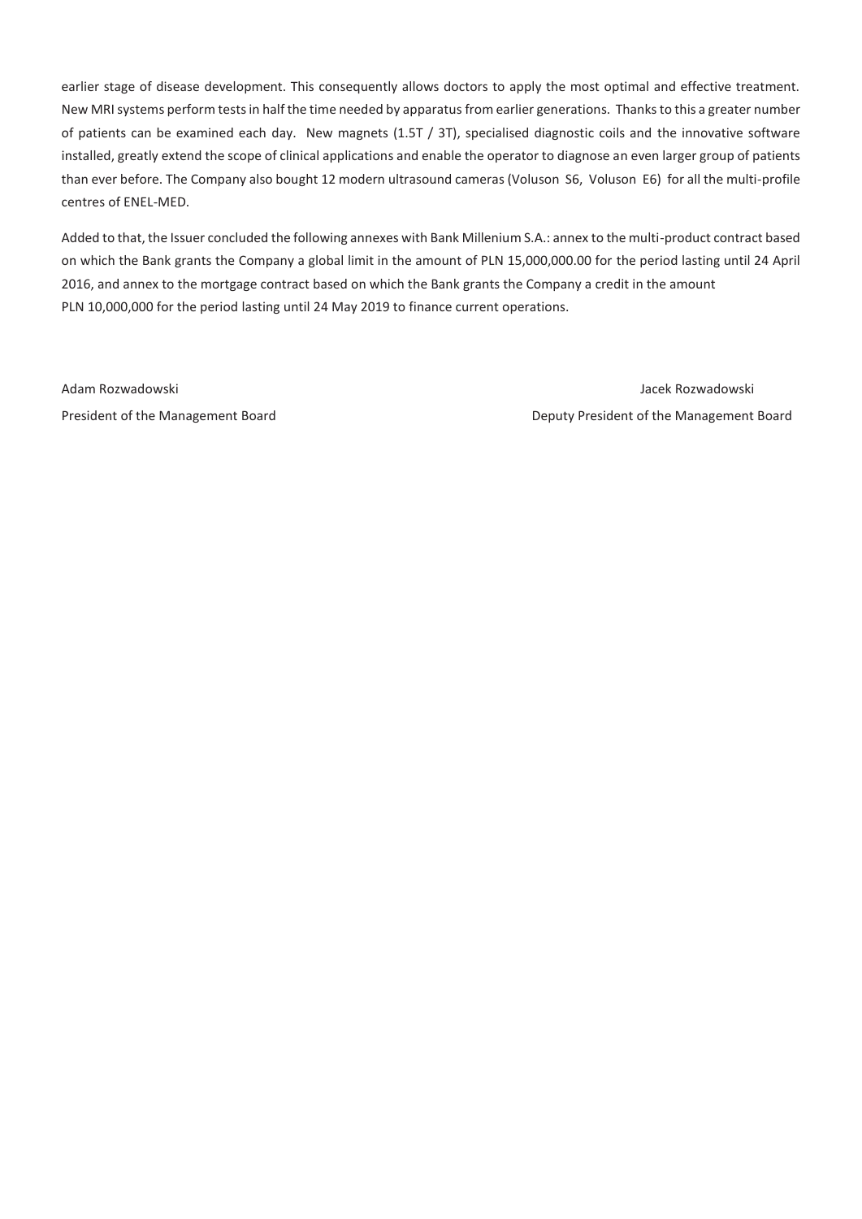earlier stage of disease development. This consequently allows doctors to apply the most optimal and effective treatment. New MRI systems perform tests in half the time needed by apparatus from earlier generations. Thanks to this a greater number of patients can be examined each day. New magnets (1.5T / 3T), specialised diagnostic coils and the innovative software installed, greatly extend the scope of clinical applications and enable the operator to diagnose an even larger group of patients than ever before. The Company also bought 12 modern ultrasound cameras (Voluson S6, Voluson E6) for all the multi-profile centres of ENEL-MED.

Added to that, the Issuer concluded the following annexes with Bank Millenium S.A.: annex to the multi-product contract based on which the Bank grants the Company a global limit in the amount of PLN 15,000,000.00 for the period lasting until 24 April 2016, and annex to the mortgage contract based on which the Bank grants the Company a credit in the amount PLN 10,000,000 for the period lasting until 24 May 2019 to finance current operations.

Adam Rozwadowski
President of the Management Board

Jacek Rozwadowski
Deputy President of the Management Board